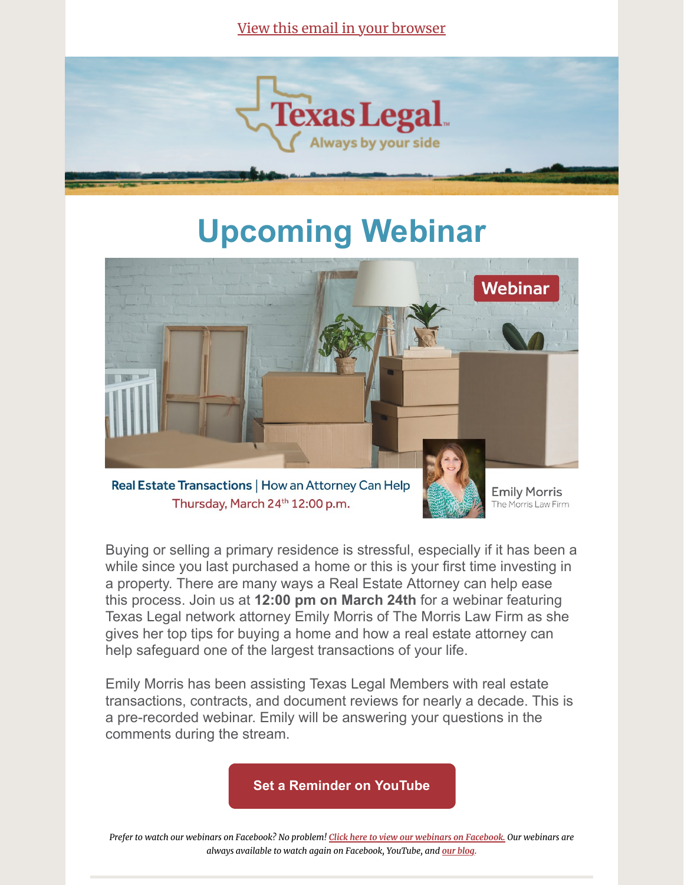View this email in your browser

Texas Legal

Always by your side

# Upcoming Webinar

Webinar

**Real Estate Transactions** | How an Attorney Can Help
Thursday, March 24th 12:00 p.m.

Emily Morris
The Morris Law Firm

Buying or selling a primary residence is stressful, especially if it has been a while since you last purchased a home or this is your first time investing in a property. There are many ways a Real Estate Attorney can help ease this process. Join us at **12:00 pm on March 24th** for a webinar featuring Texas Legal network attorney Emily Morris of The Morris Law Firm as she gives her top tips for buying a home and how a real estate attorney can help safeguard one of the largest transactions of your life.

Emily Morris has been assisting Texas Legal Members with real estate transactions, contracts, and document reviews for nearly a decade. This is a pre-recorded webinar. Emily will be answering your questions in the comments during the stream.

**Set a Reminder on YouTube**

*Prefer to watch our webinars on Facebook? No problem! Click here to view our webinars on Facebook. Our webinars are always available to watch again on Facebook, YouTube, and our blog.*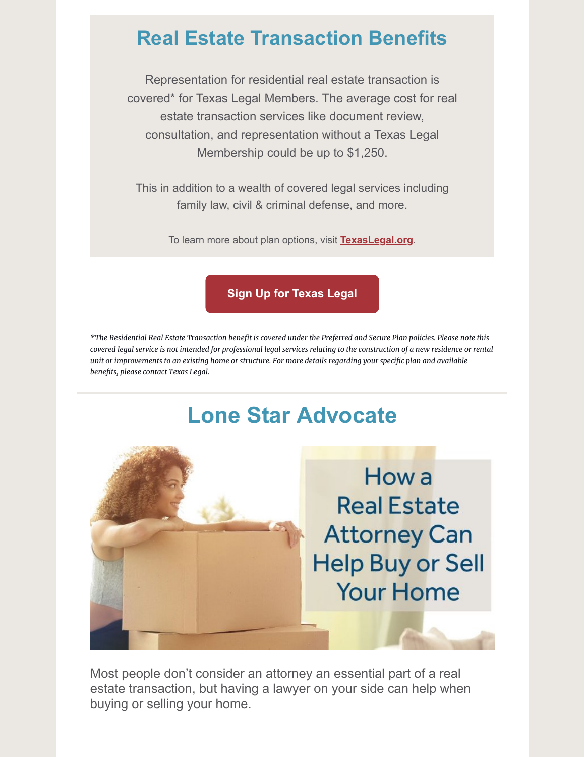## Real Estate Transaction Benefits

Representation for residential real estate transaction is covered* for Texas Legal Members. The average cost for real estate transaction services like document review, consultation, and representation without a Texas Legal Membership could be up to $1,250.

This in addition to a wealth of covered legal services including family law, civil & criminal defense, and more.

To learn more about plan options, visit **TexasLegal.org**.

**Sign Up for Texas Legal**

*\*The Residential Real Estate Transaction benefit is covered under the Preferred and Secure Plan policies. Please note this covered legal service is not intended for professional legal services relating to the construction of a new residence or rental unit or improvements to an existing home or structure. For more details regarding your specific plan and available benefits, please contact Texas Legal.*

---

## Lone Star Advocate

How a Real Estate Attorney Can Help Buy or Sell Your Home

Most people don't consider an attorney an essential part of a real estate transaction, but having a lawyer on your side can help when buying or selling your home.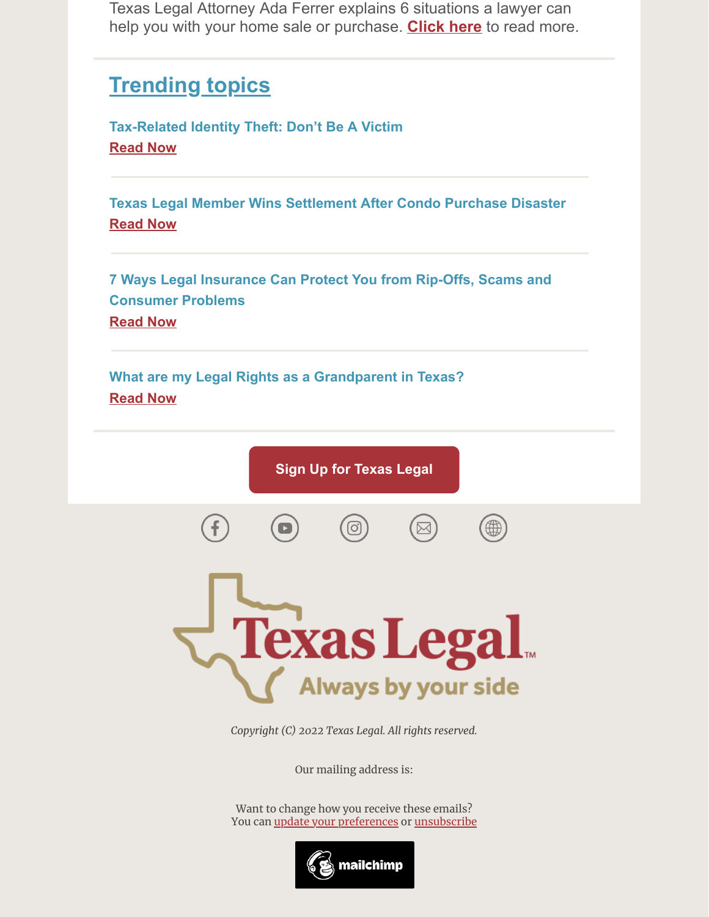Texas Legal Attorney Ada Ferrer explains 6 situations a lawyer can help you with your home sale or purchase. **Click here** to read more.

## Trending topics

**Tax-Related Identity Theft: Don't Be A Victim**

**Read Now**

**Texas Legal Member Wins Settlement After Condo Purchase Disaster**

**Read Now**

**7 Ways Legal Insurance Can Protect You from Rip-Offs, Scams and Consumer Problems**

**Read Now**

**What are my Legal Rights as a Grandparent in Texas?**

**Read Now**

**Sign Up for Texas Legal**

Texas Legal™

Always by your side

*Copyright (C) 2022 Texas Legal. All rights reserved.*

Our mailing address is:

Want to change how you receive these emails?
You can update your preferences or unsubscribe

mailchimp